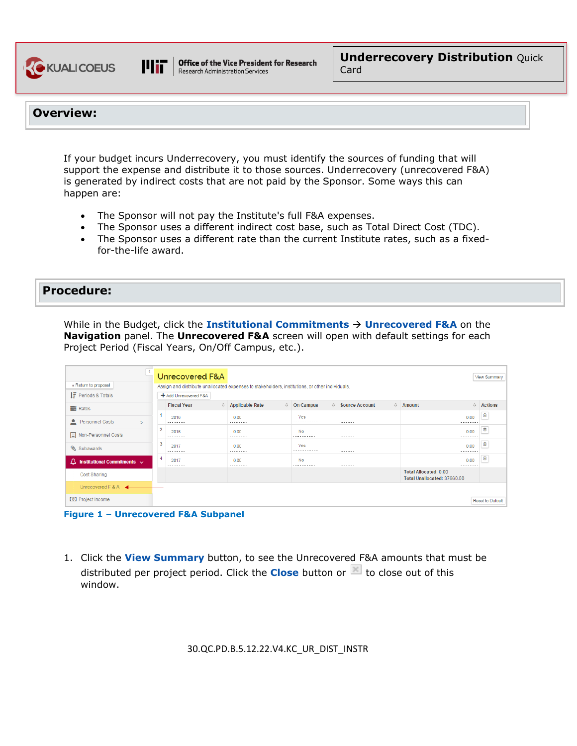# Underrecovery Distribution Quick Card

## Overview:

If your budget incurs Underrecovery, you must identify the sources of funding that will support the expense and distribute it to those sources. Underrecovery (unrecovered F&A) is generated by indirect costs that are not paid by the Sponsor. Some ways this can happen are:

- The Sponsor will not pay the Institute's full F&A expenses.
- The Sponsor uses a different indirect cost base, such as Total Direct Cost (TDC).
- The Sponsor uses a different rate than the current Institute rates, such as a fixed-for-the-life award.

## Procedure:

While in the Budget, click the **Institutional Commitments** → **Unrecovered F&A** on the **Navigation** panel. The **Unrecovered F&A** screen will open with default settings for each Project Period (Fiscal Years, On/Off Campus, etc.).

**Figure 1 – Unrecovered F&A Subpanel**

1. Click the **View Summary** button, to see the Unrecovered F&A amounts that must be distributed per project period. Click the **Close** button or to close out of this window.

30.QC.PD.B.5.12.22.V4.KC_UR_DIST_INSTR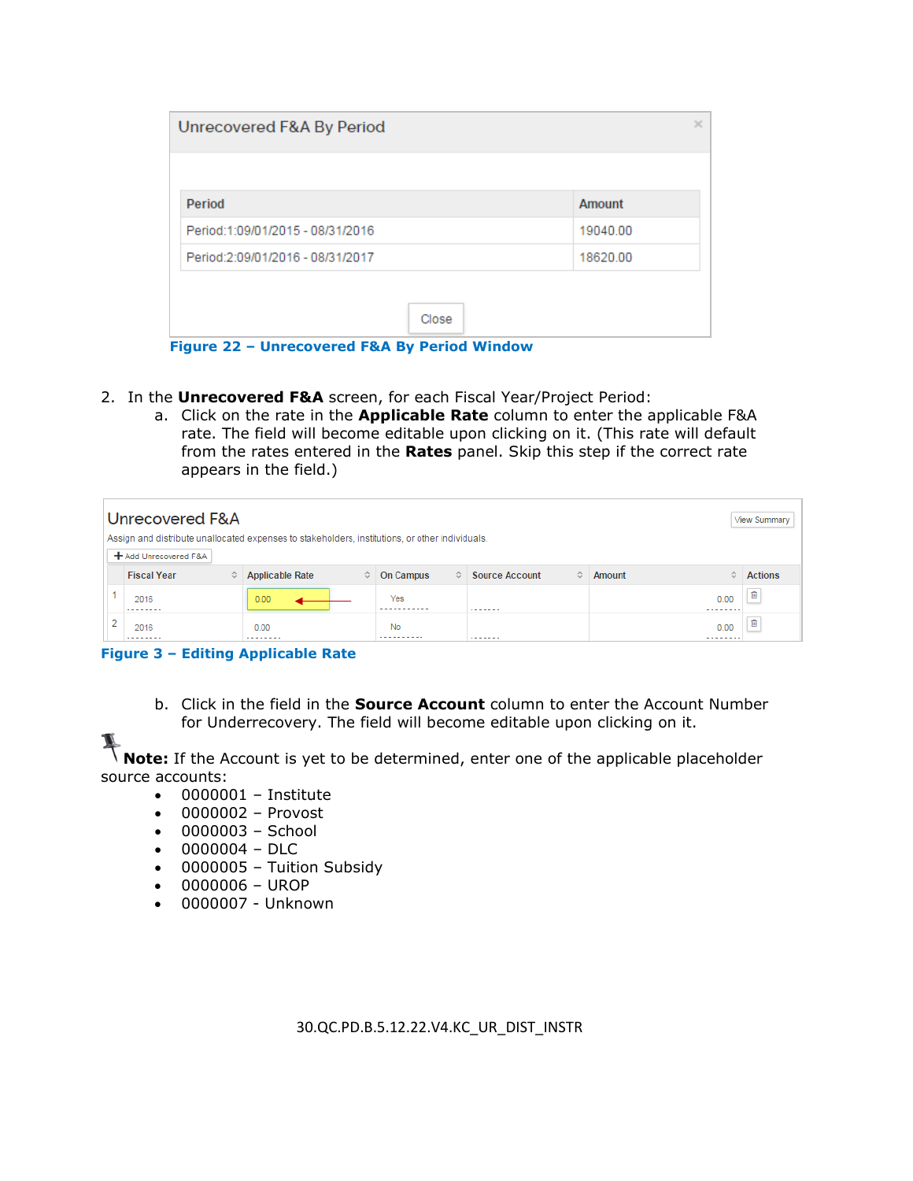| Period | Amount |
|---|---|
| Period:1:09/01/2015 - 08/31/2016 | 19040.00 |
| Period:2:09/01/2016 - 08/31/2017 | 18620.00 |

**Figure 22 – Unrecovered F&A By Period Window**

2. In the **Unrecovered F&A** screen, for each Fiscal Year/Project Period:
   a. Click on the rate in the **Applicable Rate** column to enter the applicable F&A rate. The field will become editable upon clicking on it. (This rate will default from the rates entered in the **Rates** panel. Skip this step if the correct rate appears in the field.)

| | Fiscal Year | Applicable Rate | On Campus | Source Account | Amount | Actions |
|---|---|---|---|---|---|---|
| 1 | 2016 | 0.00 | Yes | | 0.00 | |
| 2 | 2016 | 0.00 | No | | 0.00 | |

**Figure 3 – Editing Applicable Rate**

   b. Click in the field in the **Source Account** column to enter the Account Number for Underrecovery. The field will become editable upon clicking on it.

**Note:** If the Account is yet to be determined, enter one of the applicable placeholder source accounts:

- 0000001 – Institute
- 0000002 – Provost
- 0000003 – School
- 0000004 – DLC
- 0000005 – Tuition Subsidy
- 0000006 – UROP
- 0000007 - Unknown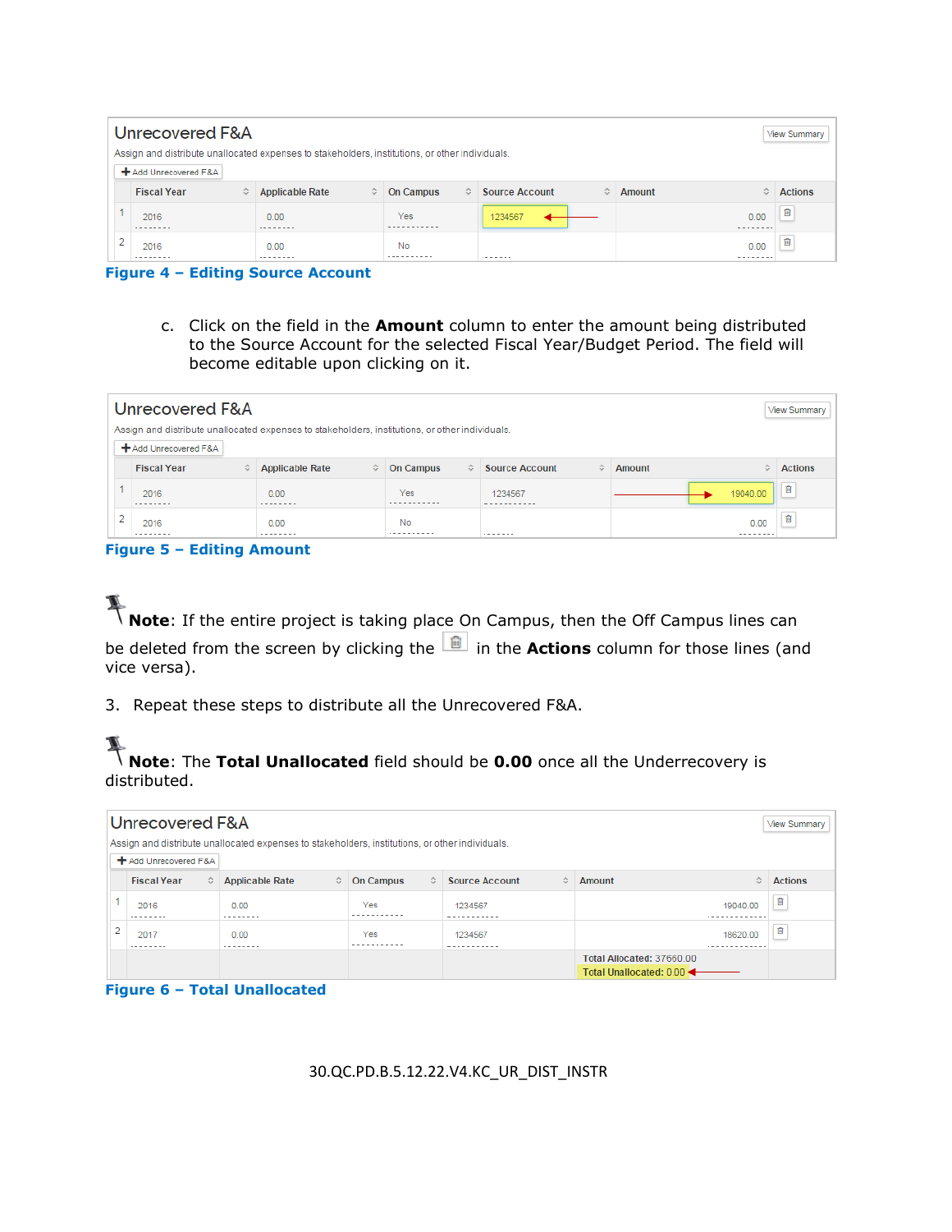## Unrecovered F&A

Assign and distribute unallocated expenses to stakeholders, institutions, or other individuals.

+ Add Unrecovered F&A

| | Fiscal Year | Applicable Rate | On Campus | Source Account | Amount | Actions |
|---|---|---|---|---|---|---|
| 1 | 2016 | 0.00 | Yes | 1234567 | 0.00 | |
| 2 | 2016 | 0.00 | No | | 0.00 | |

**Figure 4 – Editing Source Account**

c. Click on the field in the **Amount** column to enter the amount being distributed to the Source Account for the selected Fiscal Year/Budget Period. The field will become editable upon clicking on it.

## Unrecovered F&A

Assign and distribute unallocated expenses to stakeholders, institutions, or other individuals.

+ Add Unrecovered F&A

| | Fiscal Year | Applicable Rate | On Campus | Source Account | Amount | Actions |
|---|---|---|---|---|---|---|
| 1 | 2016 | 0.00 | Yes | 1234567 | 19040.00 | |
| 2 | 2016 | 0.00 | No | | 0.00 | |

**Figure 5 – Editing Amount**

**Note**: If the entire project is taking place On Campus, then the Off Campus lines can be deleted from the screen by clicking the in the **Actions** column for those lines (and vice versa).

3. Repeat these steps to distribute all the Unrecovered F&A.

**Note**: The **Total Unallocated** field should be **0.00** once all the Underrecovery is distributed.

## Unrecovered F&A

Assign and distribute unallocated expenses to stakeholders, institutions, or other individuals.

+ Add Unrecovered F&A

| | Fiscal Year | Applicable Rate | On Campus | Source Account | Amount | Actions |
|---|---|---|---|---|---|---|
| 1 | 2016 | 0.00 | Yes | 1234567 | 19040.00 | |
| 2 | 2017 | 0.00 | Yes | 1234567 | 18620.00 | |
| | | | | | Total Allocated: 37660.00<br>Total Unallocated: 0.00 | |

**Figure 6 – Total Unallocated**

30.QC.PD.B.5.12.22.V4.KC_UR_DIST_INSTR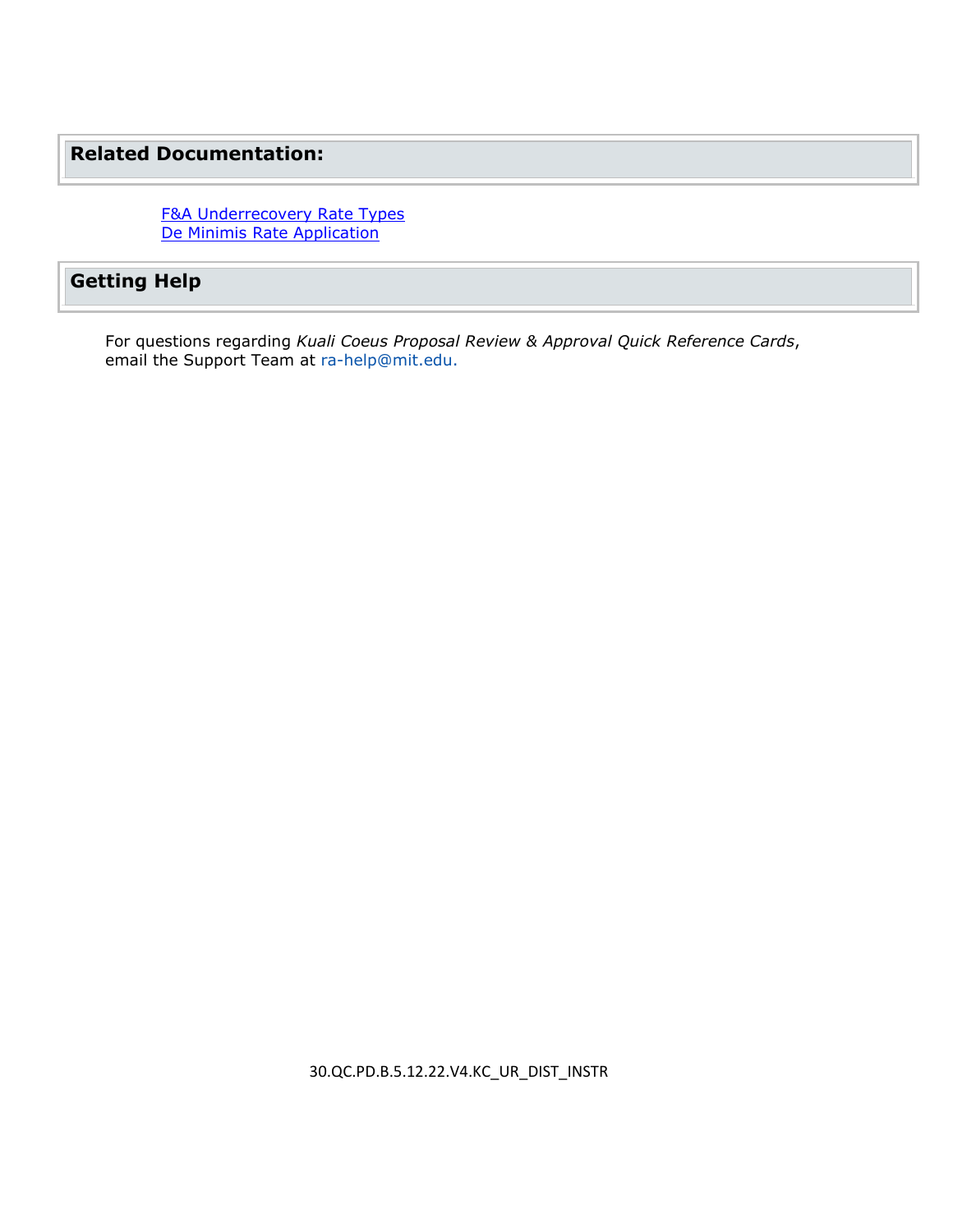## Related Documentation:

[F&A Underrecovery Rate Types]
[De Minimis Rate Application]

## Getting Help

For questions regarding *Kuali Coeus Proposal Review & Approval Quick Reference Cards*, email the Support Team at ra-help@mit.edu.

30.QC.PD.B.5.12.22.V4.KC_UR_DIST_INSTR